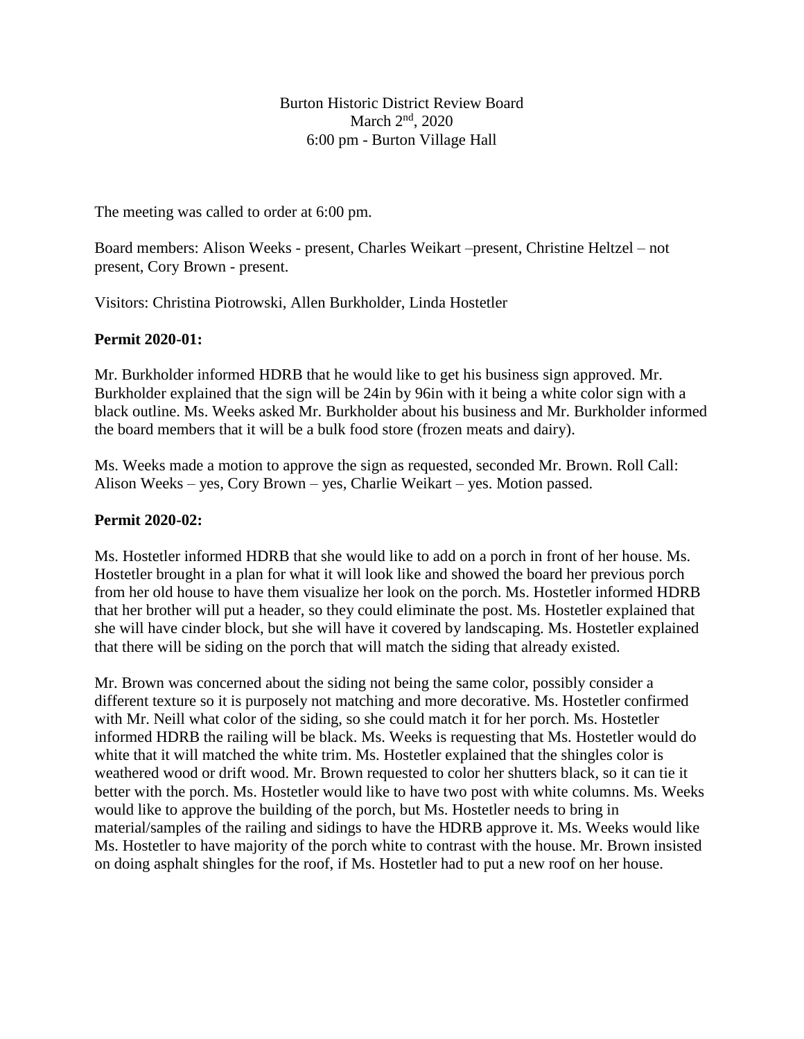Burton Historic District Review Board
March 2nd, 2020
6:00 pm - Burton Village Hall

The meeting was called to order at 6:00 pm.

Board members: Alison Weeks - present, Charles Weikart –present, Christine Heltzel – not present, Cory Brown - present.

Visitors: Christina Piotrowski, Allen Burkholder, Linda Hostetler

**Permit 2020-01:**

Mr. Burkholder informed HDRB that he would like to get his business sign approved. Mr. Burkholder explained that the sign will be 24in by 96in with it being a white color sign with a black outline. Ms. Weeks asked Mr. Burkholder about his business and Mr. Burkholder informed the board members that it will be a bulk food store (frozen meats and dairy).

Ms. Weeks made a motion to approve the sign as requested, seconded Mr. Brown. Roll Call: Alison Weeks – yes, Cory Brown – yes, Charlie Weikart – yes. Motion passed.

**Permit 2020-02:**

Ms. Hostetler informed HDRB that she would like to add on a porch in front of her house. Ms. Hostetler brought in a plan for what it will look like and showed the board her previous porch from her old house to have them visualize her look on the porch. Ms. Hostetler informed HDRB that her brother will put a header, so they could eliminate the post. Ms. Hostetler explained that she will have cinder block, but she will have it covered by landscaping. Ms. Hostetler explained that there will be siding on the porch that will match the siding that already existed.

Mr. Brown was concerned about the siding not being the same color, possibly consider a different texture so it is purposely not matching and more decorative. Ms. Hostetler confirmed with Mr. Neill what color of the siding, so she could match it for her porch. Ms. Hostetler informed HDRB the railing will be black. Ms. Weeks is requesting that Ms. Hostetler would do white that it will matched the white trim. Ms. Hostetler explained that the shingles color is weathered wood or drift wood. Mr. Brown requested to color her shutters black, so it can tie it better with the porch. Ms. Hostetler would like to have two post with white columns. Ms. Weeks would like to approve the building of the porch, but Ms. Hostetler needs to bring in material/samples of the railing and sidings to have the HDRB approve it. Ms. Weeks would like Ms. Hostetler to have majority of the porch white to contrast with the house. Mr. Brown insisted on doing asphalt shingles for the roof, if Ms. Hostetler had to put a new roof on her house.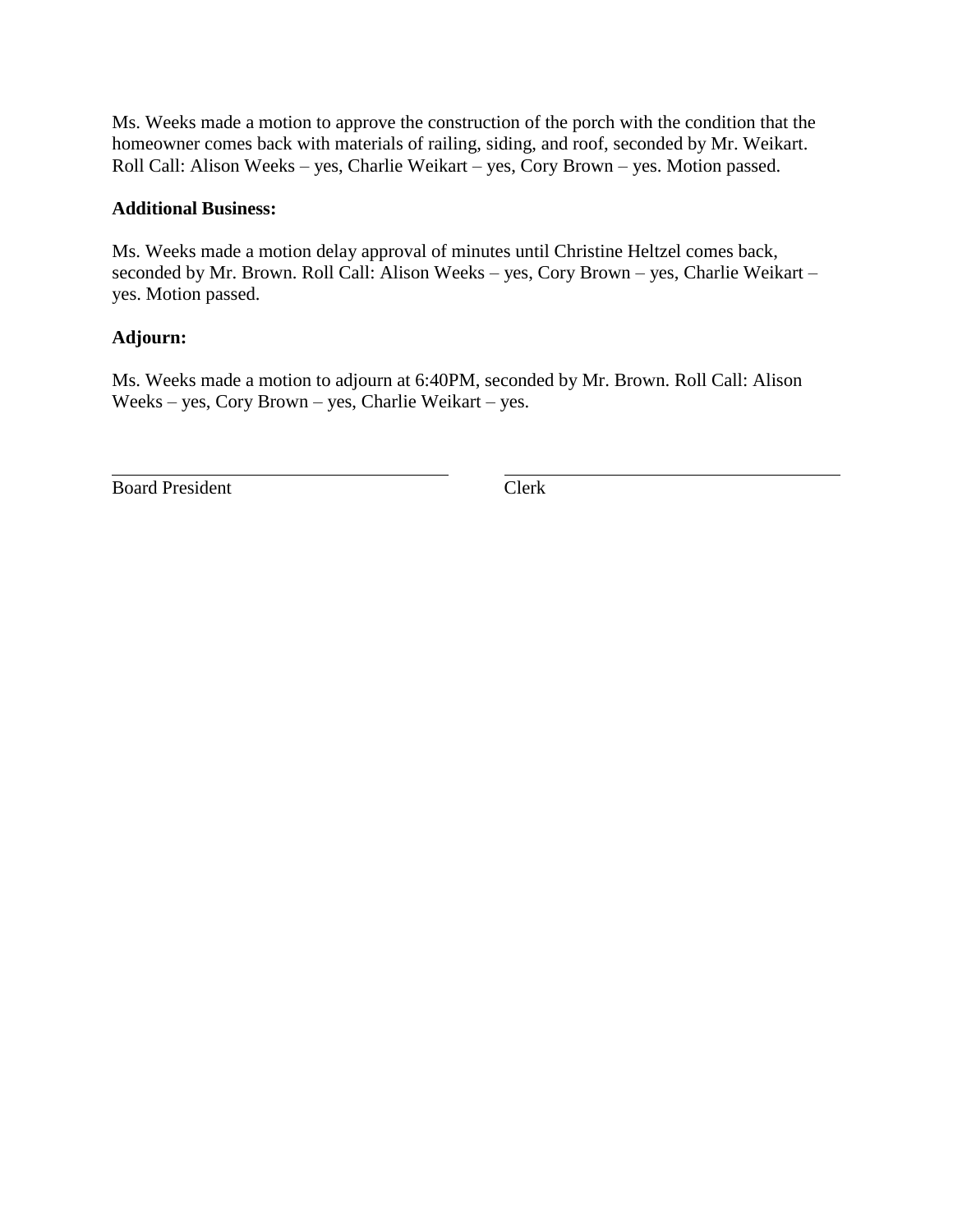Ms. Weeks made a motion to approve the construction of the porch with the condition that the homeowner comes back with materials of railing, siding, and roof, seconded by Mr. Weikart. Roll Call: Alison Weeks – yes, Charlie Weikart – yes, Cory Brown – yes. Motion passed.

**Additional Business:**

Ms. Weeks made a motion delay approval of minutes until Christine Heltzel comes back, seconded by Mr. Brown. Roll Call: Alison Weeks – yes, Cory Brown – yes, Charlie Weikart – yes. Motion passed.

**Adjourn:**

Ms. Weeks made a motion to adjourn at 6:40PM, seconded by Mr. Brown. Roll Call: Alison Weeks – yes, Cory Brown – yes, Charlie Weikart – yes.

\_\_\_\_\_\_\_\_\_\_\_\_\_\_\_\_\_\_\_\_\_\_\_\_\_\_\_\_\_\_\_\_\_\_\_\_\_\_ \_\_\_\_\_\_\_\_\_\_\_\_\_\_\_\_\_\_\_\_\_\_\_\_\_\_\_\_\_\_\_\_\_\_\_\_\_\_

Board President Clerk